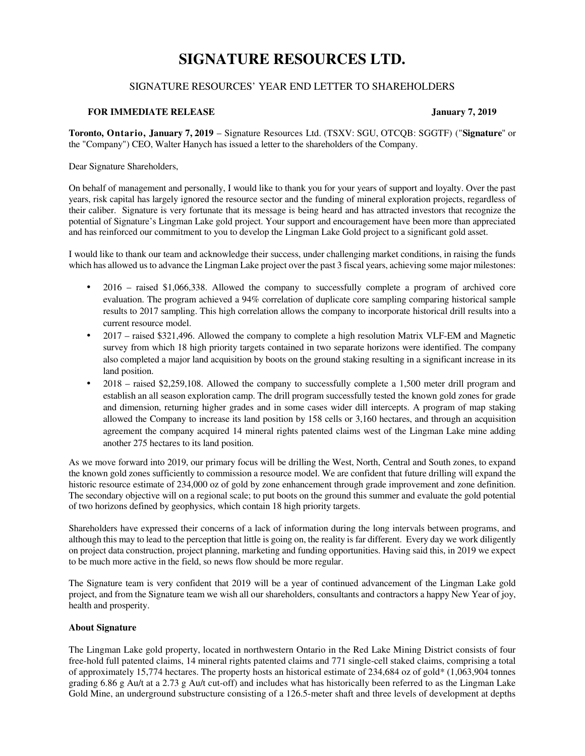# SIGNATURE RESOURCES LTD.

## SIGNATURE RESOURCES' YEAR END LETTER TO SHAREHOLDERS

**FOR IMMEDIATE RELEASE** **January 7, 2019**

**Toronto, Ontario, January 7, 2019** – Signature Resources Ltd. (TSXV: SGU, OTCQB: SGGTF) ("**Signature**" or the "Company") CEO, Walter Hanych has issued a letter to the shareholders of the Company.

Dear Signature Shareholders,

On behalf of management and personally, I would like to thank you for your years of support and loyalty. Over the past years, risk capital has largely ignored the resource sector and the funding of mineral exploration projects, regardless of their caliber. Signature is very fortunate that its message is being heard and has attracted investors that recognize the potential of Signature's Lingman Lake gold project. Your support and encouragement have been more than appreciated and has reinforced our commitment to you to develop the Lingman Lake Gold project to a significant gold asset.

I would like to thank our team and acknowledge their success, under challenging market conditions, in raising the funds which has allowed us to advance the Lingman Lake project over the past 3 fiscal years, achieving some major milestones:

- 2016 – raised $1,066,338. Allowed the company to successfully complete a program of archived core evaluation. The program achieved a 94% correlation of duplicate core sampling comparing historical sample results to 2017 sampling. This high correlation allows the company to incorporate historical drill results into a current resource model.
- 2017 – raised $321,496. Allowed the company to complete a high resolution Matrix VLF-EM and Magnetic survey from which 18 high priority targets contained in two separate horizons were identified. The company also completed a major land acquisition by boots on the ground staking resulting in a significant increase in its land position.
- 2018 – raised $2,259,108. Allowed the company to successfully complete a 1,500 meter drill program and establish an all season exploration camp. The drill program successfully tested the known gold zones for grade and dimension, returning higher grades and in some cases wider dill intercepts. A program of map staking allowed the Company to increase its land position by 158 cells or 3,160 hectares, and through an acquisition agreement the company acquired 14 mineral rights patented claims west of the Lingman Lake mine adding another 275 hectares to its land position.

As we move forward into 2019, our primary focus will be drilling the West, North, Central and South zones, to expand the known gold zones sufficiently to commission a resource model. We are confident that future drilling will expand the historic resource estimate of 234,000 oz of gold by zone enhancement through grade improvement and zone definition. The secondary objective will on a regional scale; to put boots on the ground this summer and evaluate the gold potential of two horizons defined by geophysics, which contain 18 high priority targets.

Shareholders have expressed their concerns of a lack of information during the long intervals between programs, and although this may to lead to the perception that little is going on, the reality is far different. Every day we work diligently on project data construction, project planning, marketing and funding opportunities. Having said this, in 2019 we expect to be much more active in the field, so news flow should be more regular.

The Signature team is very confident that 2019 will be a year of continued advancement of the Lingman Lake gold project, and from the Signature team we wish all our shareholders, consultants and contractors a happy New Year of joy, health and prosperity.

**About Signature**

The Lingman Lake gold property, located in northwestern Ontario in the Red Lake Mining District consists of four free-hold full patented claims, 14 mineral rights patented claims and 771 single-cell staked claims, comprising a total of approximately 15,774 hectares. The property hosts an historical estimate of 234,684 oz of gold* (1,063,904 tonnes grading 6.86 g Au/t at a 2.73 g Au/t cut-off) and includes what has historically been referred to as the Lingman Lake Gold Mine, an underground substructure consisting of a 126.5-meter shaft and three levels of development at depths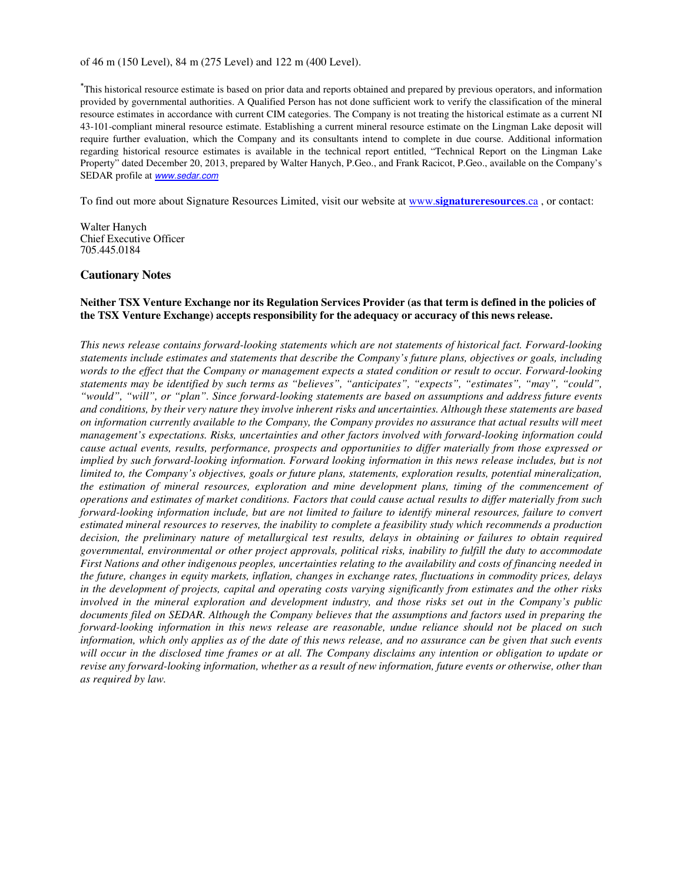of 46 m (150 Level), 84 m (275 Level) and 122 m (400 Level).

*This historical resource estimate is based on prior data and reports obtained and prepared by previous operators, and information provided by governmental authorities. A Qualified Person has not done sufficient work to verify the classification of the mineral resource estimates in accordance with current CIM categories. The Company is not treating the historical estimate as a current NI 43-101-compliant mineral resource estimate. Establishing a current mineral resource estimate on the Lingman Lake deposit will require further evaluation, which the Company and its consultants intend to complete in due course. Additional information regarding historical resource estimates is available in the technical report entitled, "Technical Report on the Lingman Lake Property" dated December 20, 2013, prepared by Walter Hanych, P.Geo., and Frank Racicot, P.Geo., available on the Company's SEDAR profile at *www.sedar.com*

To find out more about Signature Resources Limited, visit our website at www.**signatureresources**.ca , or contact:

Walter Hanych
Chief Executive Officer
705.445.0184

## Cautionary Notes

**Neither TSX Venture Exchange nor its Regulation Services Provider (as that term is defined in the policies of the TSX Venture Exchange) accepts responsibility for the adequacy or accuracy of this news release.**

*This news release contains forward-looking statements which are not statements of historical fact. Forward-looking statements include estimates and statements that describe the Company's future plans, objectives or goals, including words to the effect that the Company or management expects a stated condition or result to occur. Forward-looking statements may be identified by such terms as "believes", "anticipates", "expects", "estimates", "may", "could", "would", "will", or "plan". Since forward-looking statements are based on assumptions and address future events and conditions, by their very nature they involve inherent risks and uncertainties. Although these statements are based on information currently available to the Company, the Company provides no assurance that actual results will meet management's expectations. Risks, uncertainties and other factors involved with forward-looking information could cause actual events, results, performance, prospects and opportunities to differ materially from those expressed or implied by such forward-looking information. Forward looking information in this news release includes, but is not limited to, the Company's objectives, goals or future plans, statements, exploration results, potential mineralization, the estimation of mineral resources, exploration and mine development plans, timing of the commencement of operations and estimates of market conditions. Factors that could cause actual results to differ materially from such forward-looking information include, but are not limited to failure to identify mineral resources, failure to convert estimated mineral resources to reserves, the inability to complete a feasibility study which recommends a production decision, the preliminary nature of metallurgical test results, delays in obtaining or failures to obtain required governmental, environmental or other project approvals, political risks, inability to fulfill the duty to accommodate First Nations and other indigenous peoples, uncertainties relating to the availability and costs of financing needed in the future, changes in equity markets, inflation, changes in exchange rates, fluctuations in commodity prices, delays in the development of projects, capital and operating costs varying significantly from estimates and the other risks involved in the mineral exploration and development industry, and those risks set out in the Company's public documents filed on SEDAR. Although the Company believes that the assumptions and factors used in preparing the forward-looking information in this news release are reasonable, undue reliance should not be placed on such information, which only applies as of the date of this news release, and no assurance can be given that such events will occur in the disclosed time frames or at all. The Company disclaims any intention or obligation to update or revise any forward-looking information, whether as a result of new information, future events or otherwise, other than as required by law.*